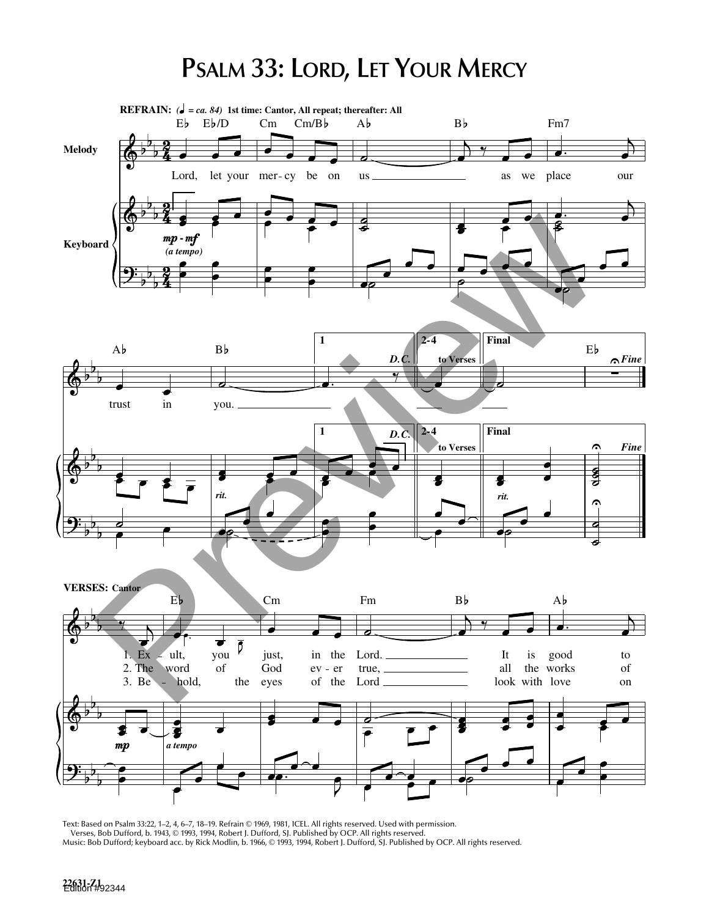# Psalm 33: Lord, Let Your Mercy

**REFRAIN:** *(♩ = ca. 84)* **1st time: Cantor, All repeat; thereafter: All**

Lord, let your mercy be on us as we place our trust in you.

**VERSES: Cantor**

1. Exult, you just, in the Lord. It is good to
2. The word of God ever true, all the works of
3. Behold, the eyes of the Lord look with love on

Text: Based on Psalm 33:22, 1–2, 4, 6–7, 18–19. Refrain © 1969, 1981, ICEL. All rights reserved. Used with permission.
Verses, Bob Dufford, b. 1943, © 1993, 1994, Robert J. Dufford, SJ. Published by OCP. All rights reserved.
Music: Bob Dufford; keyboard acc. by Rick Modlin, b. 1966, © 1993, 1994, Robert J. Dufford, SJ. Published by OCP. All rights reserved.

22631-Z1
Edition #92344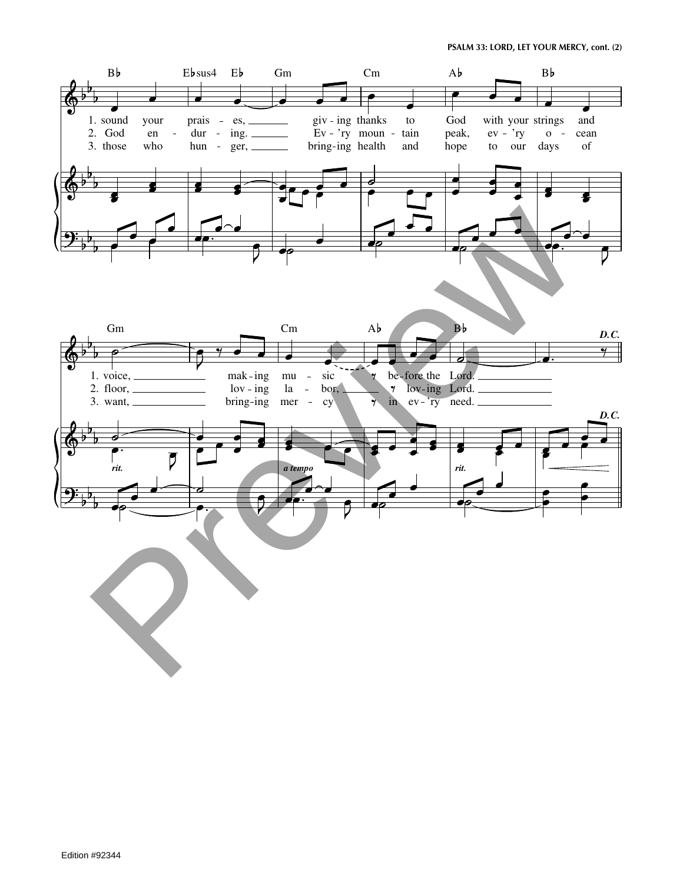Bb Ebsus4 Eb Gm Cm Ab Bb

1. sound your prais - es, giv - ing thanks to God with your strings and
2. God en - dur - ing. Ev - 'ry moun - tain peak, ev - 'ry o - cean
3. those who hun - ger, bring - ing health and hope to our days of

Gm Cm Ab Bb *D.C.*

1. voice, mak - ing mu - sic be - fore the Lord.
2. floor, lov - ing la - bor, lov - ing Lord.
3. want, bring - ing mer - cy in ev - 'ry need.

*rit.* *a tempo* *rit.* *D.C.*